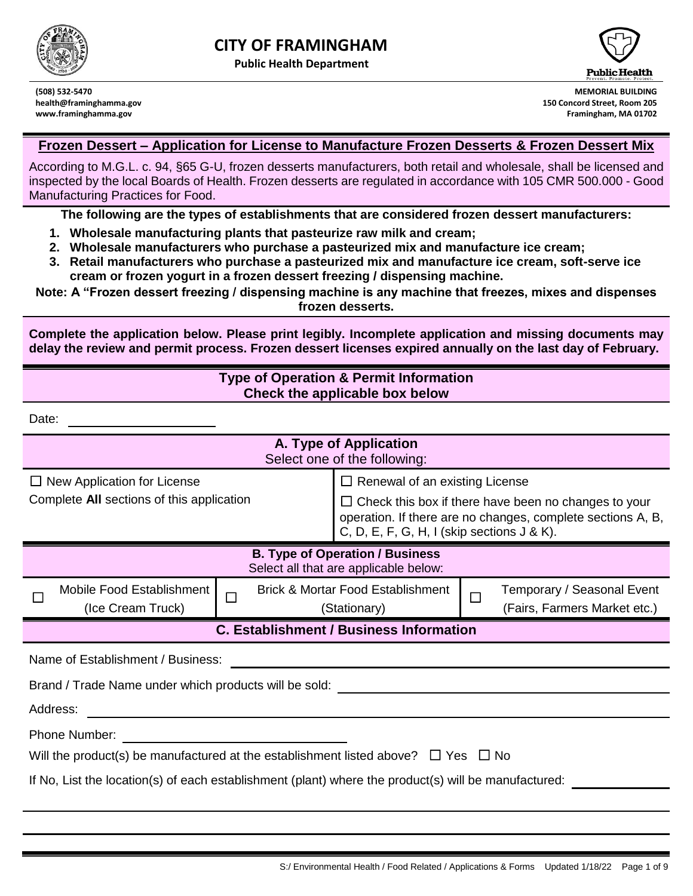# CITY OF FRAMINGHAM

**Public Health Department**

**(508) 532-5470**
**health@framinghamma.gov**
**www.framinghamma.gov**

**MEMORIAL BUILDING**
**150 Concord Street, Room 205**
**Framingham, MA 01702**

## Frozen Dessert – Application for License to Manufacture Frozen Desserts & Frozen Dessert Mix

According to M.G.L. c. 94, §65 G-U, frozen desserts manufacturers, both retail and wholesale, shall be licensed and inspected by the local Boards of Health. Frozen desserts are regulated in accordance with 105 CMR 500.000 - Good Manufacturing Practices for Food.

**The following are the types of establishments that are considered frozen dessert manufacturers:**

1. **Wholesale manufacturing plants that pasteurize raw milk and cream;**
2. **Wholesale manufacturers who purchase a pasteurized mix and manufacture ice cream;**
3. **Retail manufacturers who purchase a pasteurized mix and manufacture ice cream, soft-serve ice cream or frozen yogurt in a frozen dessert freezing / dispensing machine.**

**Note: A "Frozen dessert freezing / dispensing machine is any machine that freezes, mixes and dispenses frozen desserts.**

**Complete the application below. Please print legibly. Incomplete application and missing documents may delay the review and permit process. Frozen dessert licenses expired annually on the last day of February.**

## Type of Operation & Permit Information
**Check the applicable box below**

Date: ____________________

### A. Type of Application
Select one of the following:

| | |
|---|---|
| ☐ New Application for License<br>Complete **All** sections of this application | ☐ Renewal of an existing License<br>☐ Check this box if there have been no changes to your operation. If there are no changes, complete sections A, B, C, D, E, F, G, H, I (skip sections J & K). |

### B. Type of Operation / Business
Select all that are applicable below:

| | | |
|---|---|---|
| ☐ Mobile Food Establishment (Ice Cream Truck) | ☐ Brick & Mortar Food Establishment (Stationary) | ☐ Temporary / Seasonal Event (Fairs, Farmers Market etc.) |

### C. Establishment / Business Information

Name of Establishment / Business: ____________________

Brand / Trade Name under which products will be sold: ____________________

Address: ____________________

Phone Number: ____________________

Will the product(s) be manufactured at the establishment listed above? ☐ Yes ☐ No

If No, List the location(s) of each establishment (plant) where the product(s) will be manufactured: ____________________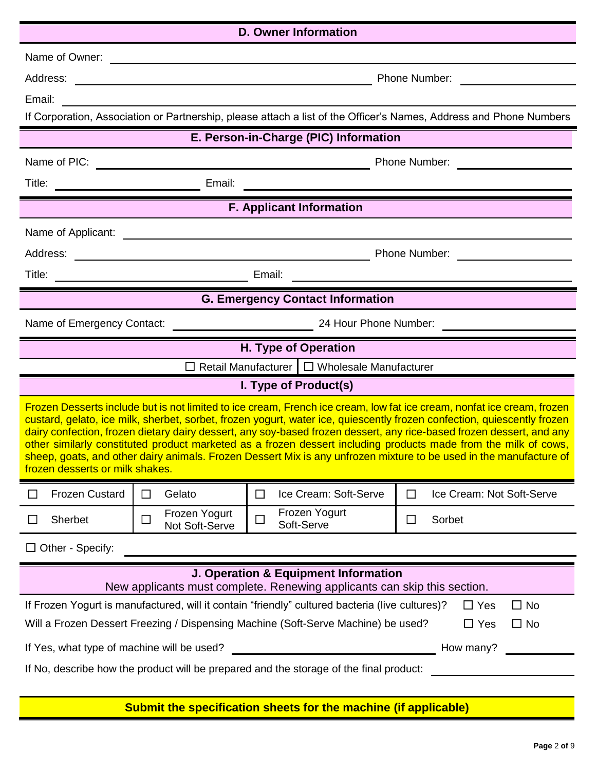## D. Owner Information

Name of Owner: ______________________________

Address: ______________________________ Phone Number: ______________

Email: ______________________________

If Corporation, Association or Partnership, please attach a list of the Officer's Names, Address and Phone Numbers

## E. Person-in-Charge (PIC) Information

Name of PIC: ______________________________ Phone Number: ______________

Title: ______________ Email: ______________________________

## F. Applicant Information

Name of Applicant: ______________________________

Address: ______________________________ Phone Number: ______________

Title: ______________ Email: ______________________________

## G. Emergency Contact Information

Name of Emergency Contact: ______________ 24 Hour Phone Number: ______________

## H. Type of Operation

☐ Retail Manufacturer | ☐ Wholesale Manufacturer

## I. Type of Product(s)

Frozen Desserts include but is not limited to ice cream, French ice cream, low fat ice cream, nonfat ice cream, frozen custard, gelato, ice milk, sherbet, sorbet, frozen yogurt, water ice, quiescently frozen confection, quiescently frozen dairy confection, frozen dietary dairy dessert, any soy-based frozen dessert, any rice-based frozen dessert, and any other similarly constituted product marketed as a frozen dessert including products made from the milk of cows, sheep, goats, and other dairy animals. Frozen Dessert Mix is any unfrozen mixture to be used in the manufacture of frozen desserts or milk shakes.

| | | | |
|---|---|---|---|
| ☐ Frozen Custard | ☐ Gelato | ☐ Ice Cream: Soft-Serve | ☐ Ice Cream: Not Soft-Serve |
| ☐ Sherbet | ☐ Frozen Yogurt Not Soft-Serve | ☐ Frozen Yogurt Soft-Serve | ☐ Sorbet |

☐ Other - Specify: ______________________________

## J. Operation & Equipment Information

New applicants must complete. Renewing applicants can skip this section.

If Frozen Yogurt is manufactured, will it contain "friendly" cultured bacteria (live cultures)? ☐ Yes ☐ No

Will a Frozen Dessert Freezing / Dispensing Machine (Soft-Serve Machine) be used? ☐ Yes ☐ No

If Yes, what type of machine will be used? ______________________________ How many? __________

If No, describe how the product will be prepared and the storage of the final product: ______________

**Submit the specification sheets for the machine (if applicable)**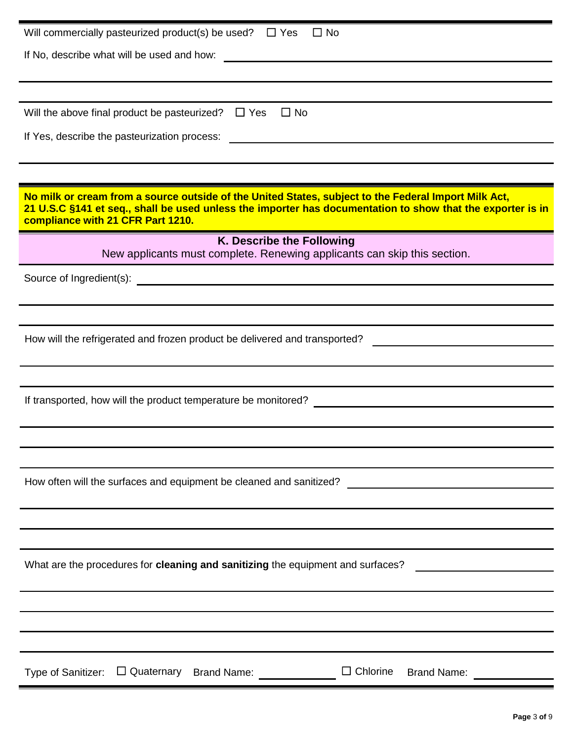Will commercially pasteurized product(s) be used? ☐ Yes ☐ No

If No, describe what will be used and how: ______________________________

______________________________

Will the above final product be pasteurized? ☐ Yes ☐ No

If Yes, describe the pasteurization process: ______________________________

______________________________

**No milk or cream from a source outside of the United States, subject to the Federal Import Milk Act, 21 U.S.C §141 et seq., shall be used unless the importer has documentation to show that the exporter is in compliance with 21 CFR Part 1210.**

## K. Describe the Following

New applicants must complete. Renewing applicants can skip this section.

Source of Ingredient(s): ______________________________

______________________________

______________________________

How will the refrigerated and frozen product be delivered and transported? ______________________________

______________________________

______________________________

If transported, how will the product temperature be monitored? ______________________________

______________________________

______________________________

______________________________

How often will the surfaces and equipment be cleaned and sanitized? ______________________________

______________________________

______________________________

______________________________

What are the procedures for **cleaning and sanitizing** the equipment and surfaces? ______________________________

______________________________

______________________________

______________________________

______________________________

Type of Sanitizer: ☐ Quaternary Brand Name: ______________ ☐ Chlorine Brand Name: ______________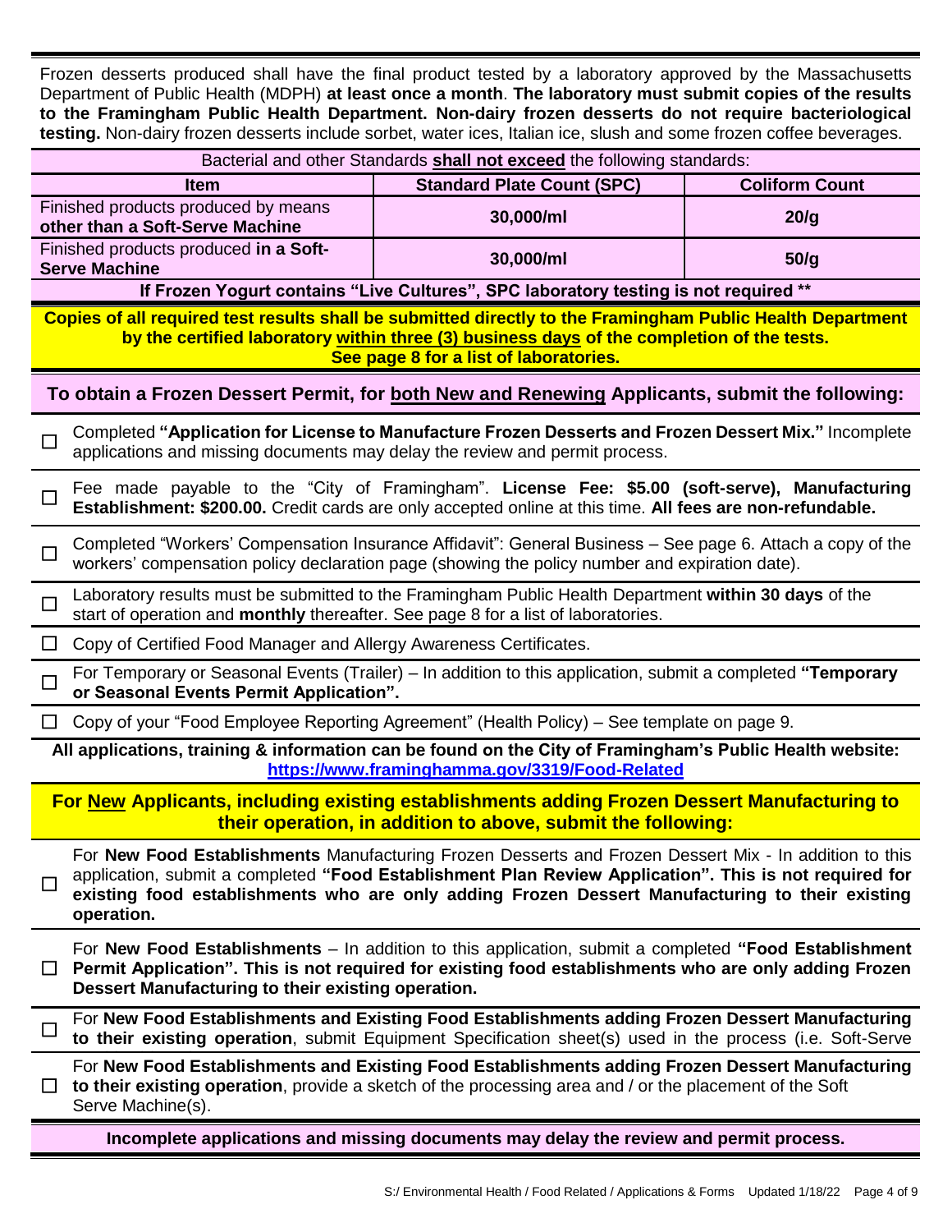Frozen desserts produced shall have the final product tested by a laboratory approved by the Massachusetts Department of Public Health (MDPH) **at least once a month**. **The laboratory must submit copies of the results to the Framingham Public Health Department. Non-dairy frozen desserts do not require bacteriological testing.** Non-dairy frozen desserts include sorbet, water ices, Italian ice, slush and some frozen coffee beverages.

| Bacterial and other Standards **shall not exceed** the following standards: | | |
|---|---|---|
| **Item** | **Standard Plate Count (SPC)** | **Coliform Count** |
| Finished products produced by means **other than a Soft-Serve Machine** | **30,000/ml** | **20/g** |
| Finished products produced **in a Soft-Serve Machine** | **30,000/ml** | **50/g** |
| **If Frozen Yogurt contains "Live Cultures", SPC laboratory testing is not required \*\*** | | |

**Copies of all required test results shall be submitted directly to the Framingham Public Health Department by the certified laboratory within three (3) business days of the completion of the tests. See page 8 for a list of laboratories.**

## To obtain a Frozen Dessert Permit, for both New and Renewing Applicants, submit the following:

- ☐ Completed **"Application for License to Manufacture Frozen Desserts and Frozen Dessert Mix."** Incomplete applications and missing documents may delay the review and permit process.
- ☐ Fee made payable to the "City of Framingham". **License Fee: $5.00 (soft-serve), Manufacturing Establishment: $200.00.** Credit cards are only accepted online at this time. **All fees are non-refundable.**
- ☐ Completed "Workers' Compensation Insurance Affidavit": General Business – See page 6. Attach a copy of the workers' compensation policy declaration page (showing the policy number and expiration date).
- ☐ Laboratory results must be submitted to the Framingham Public Health Department **within 30 days** of the start of operation and **monthly** thereafter. See page 8 for a list of laboratories.
- ☐ Copy of Certified Food Manager and Allergy Awareness Certificates.
- ☐ For Temporary or Seasonal Events (Trailer) – In addition to this application, submit a completed **"Temporary or Seasonal Events Permit Application".**
- ☐ Copy of your "Food Employee Reporting Agreement" (Health Policy) – See template on page 9.

**All applications, training & information can be found on the City of Framingham's Public Health website: https://www.framinghamma.gov/3319/Food-Related**

## For New Applicants, including existing establishments adding Frozen Dessert Manufacturing to their operation, in addition to above, submit the following:

- ☐ For **New Food Establishments** Manufacturing Frozen Desserts and Frozen Dessert Mix - In addition to this application, submit a completed **"Food Establishment Plan Review Application". This is not required for existing food establishments who are only adding Frozen Dessert Manufacturing to their existing operation.**
- ☐ For **New Food Establishments** – In addition to this application, submit a completed **"Food Establishment Permit Application". This is not required for existing food establishments who are only adding Frozen Dessert Manufacturing to their existing operation.**
- ☐ For **New Food Establishments and Existing Food Establishments adding Frozen Dessert Manufacturing to their existing operation**, submit Equipment Specification sheet(s) used in the process (i.e. Soft-Serve
- ☐ For **New Food Establishments and Existing Food Establishments adding Frozen Dessert Manufacturing to their existing operation**, provide a sketch of the processing area and / or the placement of the Soft Serve Machine(s).

**Incomplete applications and missing documents may delay the review and permit process.**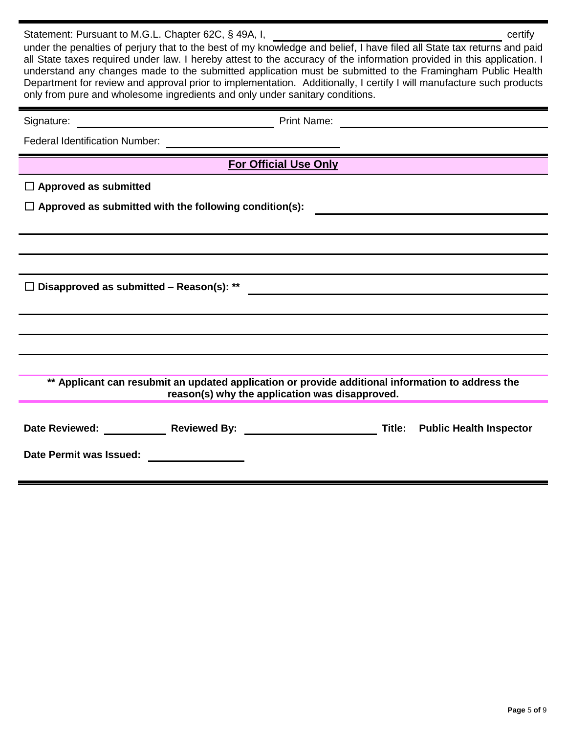Statement: Pursuant to M.G.L. Chapter 62C, § 49A, I, ______________________________ certify under the penalties of perjury that to the best of my knowledge and belief, I have filed all State tax returns and paid all State taxes required under law. I hereby attest to the accuracy of the information provided in this application. I understand any changes made to the submitted application must be submitted to the Framingham Public Health Department for review and approval prior to implementation. Additionally, I certify I will manufacture such products only from pure and wholesome ingredients and only under sanitary conditions.

Signature: ______________________________ Print Name: ______________________________

Federal Identification Number: ______________________________

## For Official Use Only

☐ **Approved as submitted**

☐ **Approved as submitted with the following condition(s):** ______________________________

______________________________

______________________________

______________________________

☐ **Disapproved as submitted – Reason(s): \*\*** ______________________________

______________________________

______________________________

______________________________

**\*\* Applicant can resubmit an updated application or provide additional information to address the reason(s) why the application was disapproved.**

**Date Reviewed:** ____________ **Reviewed By:** ______________________ **Title: Public Health Inspector**

**Date Permit was Issued:** ______________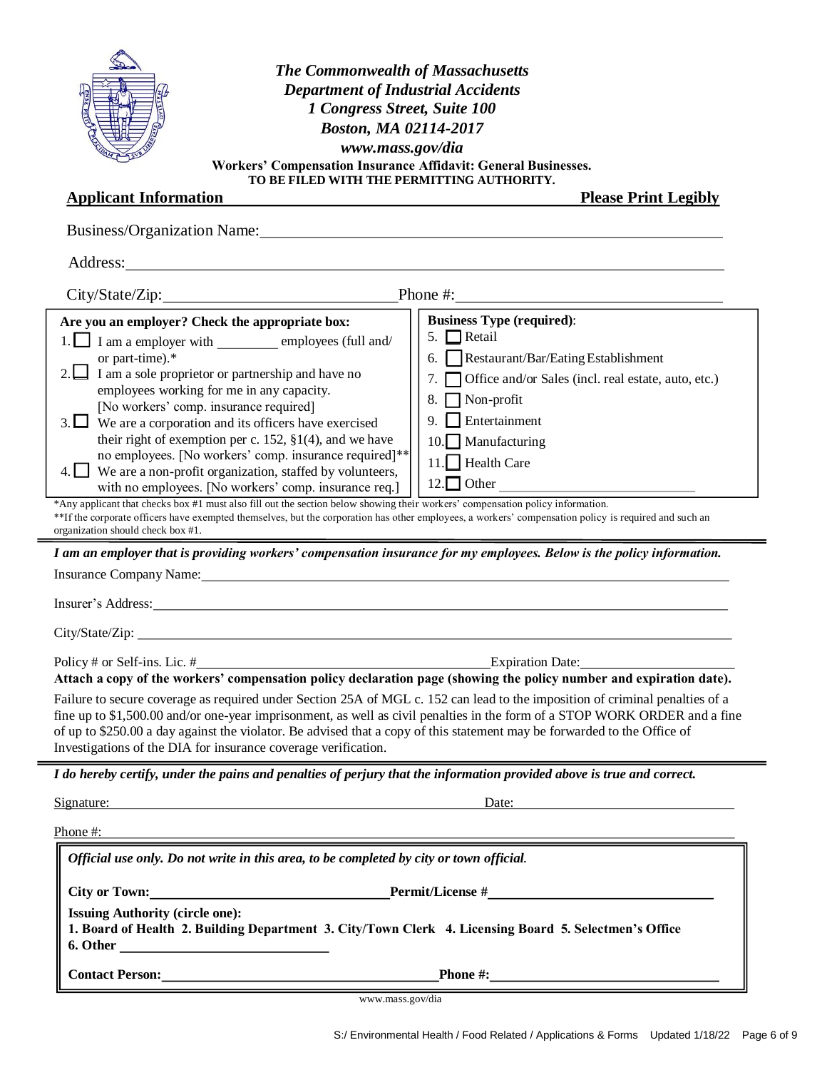**The Commonwealth of Massachusetts**
**Department of Industrial Accidents**
**1 Congress Street, Suite 100**
**Boston, MA 02114-2017**
**www.mass.gov/dia**

**Workers' Compensation Insurance Affidavit: General Businesses.**
**TO BE FILED WITH THE PERMITTING AUTHORITY.**

## Applicant Information

**Please Print Legibly**

Business/Organization Name: ______________________________

Address: ______________________________

City/State/Zip: ______________________________ Phone #: ______________________________

**Are you an employer? Check the appropriate box:**

1. ☐ I am a employer with ________ employees (full and/ or part-time).*
2. ☐ I am a sole proprietor or partnership and have no employees working for me in any capacity. [No workers' comp. insurance required]
3. ☐ We are a corporation and its officers have exercised their right of exemption per c. 152, §1(4), and we have no employees. [No workers' comp. insurance required]**
4. ☐ We are a non-profit organization, staffed by volunteers, with no employees. [No workers' comp. insurance req.]

**Business Type (required):**

5. ☐ Retail
6. ☐ Restaurant/Bar/Eating Establishment
7. ☐ Office and/or Sales (incl. real estate, auto, etc.)
8. ☐ Non-profit
9. ☐ Entertainment
10. ☐ Manufacturing
11. ☐ Health Care
12. ☐ Other ______________________________

*Any applicant that checks box #1 must also fill out the section below showing their workers' compensation policy information.

**If the corporate officers have exempted themselves, but the corporation has other employees, a workers' compensation policy is required and such an organization should check box #1.

***I am an employer that is providing workers' compensation insurance for my employees. Below is the policy information.***

Insurance Company Name: ______________________________

Insurer's Address: ______________________________

City/State/Zip: ______________________________

Policy # or Self-ins. Lic. # ______________________________ Expiration Date: ______________________________

**Attach a copy of the workers' compensation policy declaration page (showing the policy number and expiration date).**

Failure to secure coverage as required under Section 25A of MGL c. 152 can lead to the imposition of criminal penalties of a fine up to $1,500.00 and/or one-year imprisonment, as well as civil penalties in the form of a STOP WORK ORDER and a fine of up to $250.00 a day against the violator. Be advised that a copy of this statement may be forwarded to the Office of Investigations of the DIA for insurance coverage verification.

***I do hereby certify, under the pains and penalties of perjury that the information provided above is true and correct.***

Signature: ______________________________ Date: ______________________________

Phone #: ______________________________

*Official use only. Do not write in this area, to be completed by city or town official.*

**City or Town:** ______________________________ **Permit/License #** ______________________________

**Issuing Authority (circle one):**
**1. Board of Health 2. Building Department 3. City/Town Clerk 4. Licensing Board 5. Selectmen's Office 6. Other** ______________________________

**Contact Person:** ______________________________ **Phone #:** ______________________________

www.mass.gov/dia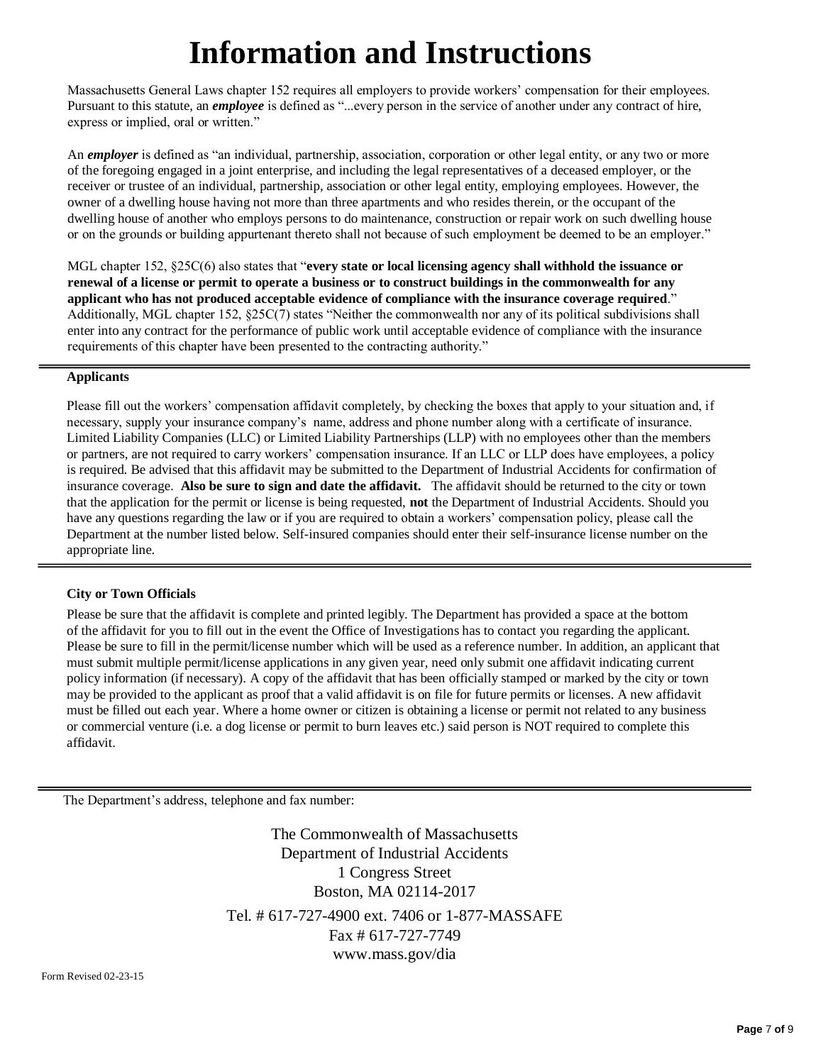# Information and Instructions

Massachusetts General Laws chapter 152 requires all employers to provide workers' compensation for their employees. Pursuant to this statute, an ***employee*** is defined as "...every person in the service of another under any contract of hire, express or implied, oral or written."

An ***employer*** is defined as "an individual, partnership, association, corporation or other legal entity, or any two or more of the foregoing engaged in a joint enterprise, and including the legal representatives of a deceased employer, or the receiver or trustee of an individual, partnership, association or other legal entity, employing employees. However, the owner of a dwelling house having not more than three apartments and who resides therein, or the occupant of the dwelling house of another who employs persons to do maintenance, construction or repair work on such dwelling house or on the grounds or building appurtenant thereto shall not because of such employment be deemed to be an employer."

MGL chapter 152, §25C(6) also states that "**every state or local licensing agency shall withhold the issuance or renewal of a license or permit to operate a business or to construct buildings in the commonwealth for any applicant who has not produced acceptable evidence of compliance with the insurance coverage required**." Additionally, MGL chapter 152, §25C(7) states "Neither the commonwealth nor any of its political subdivisions shall enter into any contract for the performance of public work until acceptable evidence of compliance with the insurance requirements of this chapter have been presented to the contracting authority."

---

**Applicants**

Please fill out the workers' compensation affidavit completely, by checking the boxes that apply to your situation and, if necessary, supply your insurance company's name, address and phone number along with a certificate of insurance. Limited Liability Companies (LLC) or Limited Liability Partnerships (LLP) with no employees other than the members or partners, are not required to carry workers' compensation insurance. If an LLC or LLP does have employees, a policy is required. Be advised that this affidavit may be submitted to the Department of Industrial Accidents for confirmation of insurance coverage. **Also be sure to sign and date the affidavit.** The affidavit should be returned to the city or town that the application for the permit or license is being requested, **not** the Department of Industrial Accidents. Should you have any questions regarding the law or if you are required to obtain a workers' compensation policy, please call the Department at the number listed below. Self-insured companies should enter their self-insurance license number on the appropriate line.

---

**City or Town Officials**

Please be sure that the affidavit is complete and printed legibly. The Department has provided a space at the bottom of the affidavit for you to fill out in the event the Office of Investigations has to contact you regarding the applicant. Please be sure to fill in the permit/license number which will be used as a reference number. In addition, an applicant that must submit multiple permit/license applications in any given year, need only submit one affidavit indicating current policy information (if necessary). A copy of the affidavit that has been officially stamped or marked by the city or town may be provided to the applicant as proof that a valid affidavit is on file for future permits or licenses. A new affidavit must be filled out each year. Where a home owner or citizen is obtaining a license or permit not related to any business or commercial venture (i.e. a dog license or permit to burn leaves etc.) said person is NOT required to complete this affidavit.

---

The Department's address, telephone and fax number:

The Commonwealth of Massachusetts
Department of Industrial Accidents
1 Congress Street
Boston, MA 02114-2017
Tel. # 617-727-4900 ext. 7406 or 1-877-MASSAFE
Fax # 617-727-7749
www.mass.gov/dia

Form Revised 02-23-15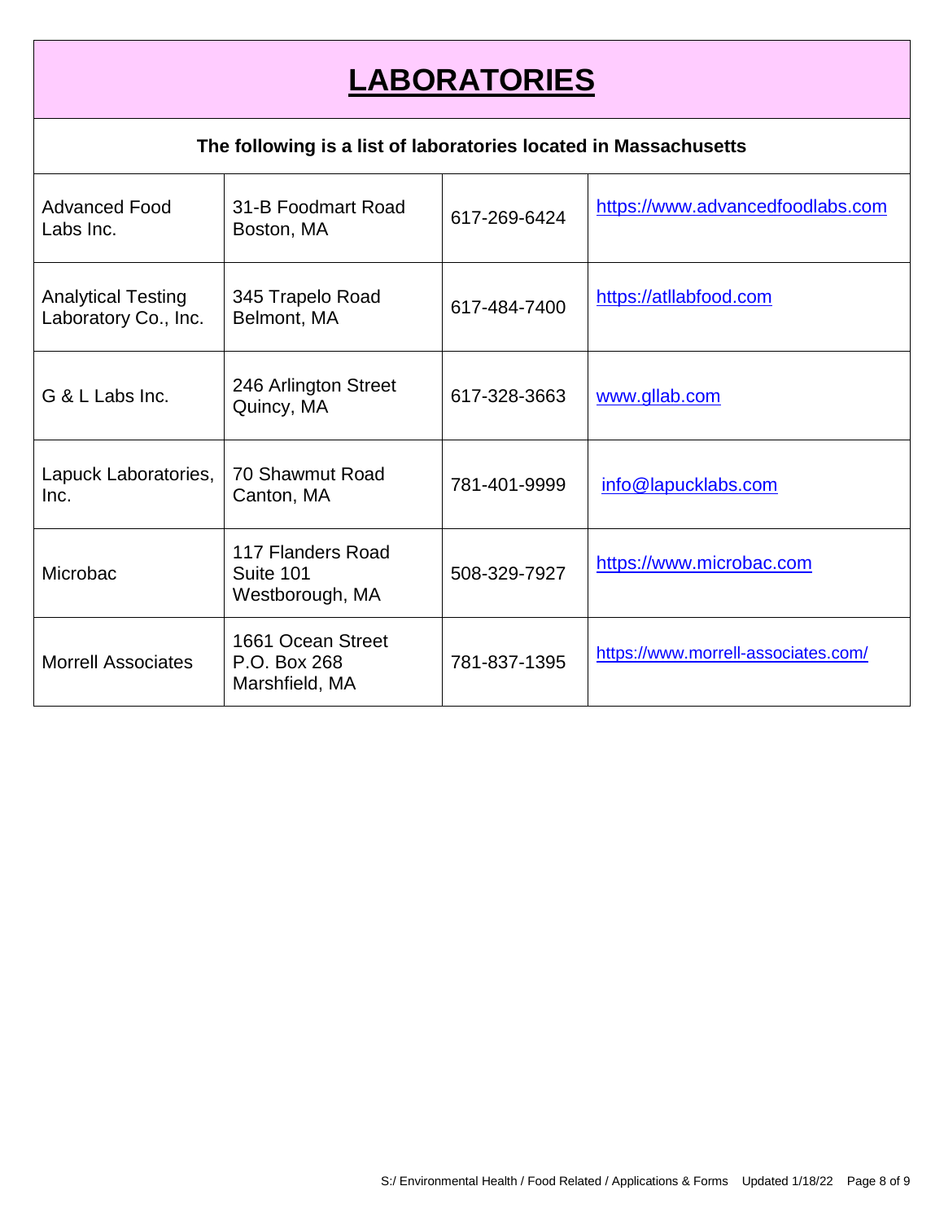# LABORATORIES

**The following is a list of laboratories located in Massachusetts**

| | | | |
|---|---|---|---|
| Advanced Food Labs Inc. | 31-B Foodmart Road Boston, MA | 617-269-6424 | https://www.advancedfoodlabs.com |
| Analytical Testing Laboratory Co., Inc. | 345 Trapelo Road Belmont, MA | 617-484-7400 | https://atllabfood.com |
| G & L Labs Inc. | 246 Arlington Street Quincy, MA | 617-328-3663 | www.gllab.com |
| Lapuck Laboratories, Inc. | 70 Shawmut Road Canton, MA | 781-401-9999 | info@lapucklabs.com |
| Microbac | 117 Flanders Road Suite 101 Westborough, MA | 508-329-7927 | https://www.microbac.com |
| Morrell Associates | 1661 Ocean Street P.O. Box 268 Marshfield, MA | 781-837-1395 | https://www.morrell-associates.com/ |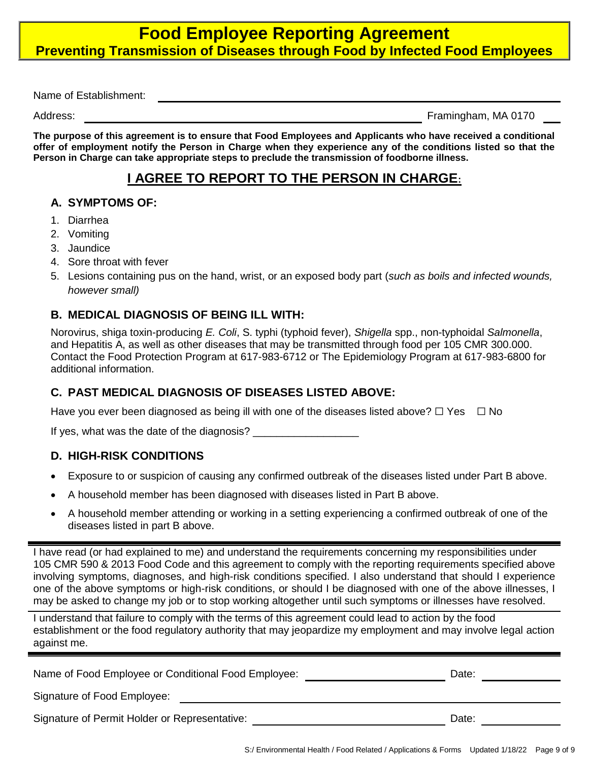# Food Employee Reporting Agreement

## Preventing Transmission of Diseases through Food by Infected Food Employees

Name of Establishment: ______________________________________________

Address: ______________________________________________ Framingham, MA 0170 ___

**The purpose of this agreement is to ensure that Food Employees and Applicants who have received a conditional offer of employment notify the Person in Charge when they experience any of the conditions listed so that the Person in Charge can take appropriate steps to preclude the transmission of foodborne illness.**

## I AGREE TO REPORT TO THE PERSON IN CHARGE:

### A. SYMPTOMS OF:

1. Diarrhea
2. Vomiting
3. Jaundice
4. Sore throat with fever
5. Lesions containing pus on the hand, wrist, or an exposed body part (*such as boils and infected wounds, however small)*

### B. MEDICAL DIAGNOSIS OF BEING ILL WITH:

Norovirus, shiga toxin-producing *E. Coli*, S. typhi (typhoid fever), *Shigella* spp., non-typhoidal *Salmonella*, and Hepatitis A, as well as other diseases that may be transmitted through food per 105 CMR 300.000. Contact the Food Protection Program at 617-983-6712 or The Epidemiology Program at 617-983-6800 for additional information.

### C. PAST MEDICAL DIAGNOSIS OF DISEASES LISTED ABOVE:

Have you ever been diagnosed as being ill with one of the diseases listed above? ☐ Yes ☐ No

If yes, what was the date of the diagnosis? __________________

### D. HIGH-RISK CONDITIONS

- Exposure to or suspicion of causing any confirmed outbreak of the diseases listed under Part B above.
- A household member has been diagnosed with diseases listed in Part B above.
- A household member attending or working in a setting experiencing a confirmed outbreak of one of the diseases listed in part B above.

---

I have read (or had explained to me) and understand the requirements concerning my responsibilities under 105 CMR 590 & 2013 Food Code and this agreement to comply with the reporting requirements specified above involving symptoms, diagnoses, and high-risk conditions specified. I also understand that should I experience one of the above symptoms or high-risk conditions, or should I be diagnosed with one of the above illnesses, I may be asked to change my job or to stop working altogether until such symptoms or illnesses have resolved.

I understand that failure to comply with the terms of this agreement could lead to action by the food establishment or the food regulatory authority that may jeopardize my employment and may involve legal action against me.

---

Name of Food Employee or Conditional Food Employee: ______________________ Date: ____________

Signature of Food Employee: ______________________________________________

Signature of Permit Holder or Representative: ______________________ Date: ____________

S:/ Environmental Health / Food Related / Applications & Forms Updated 1/18/22